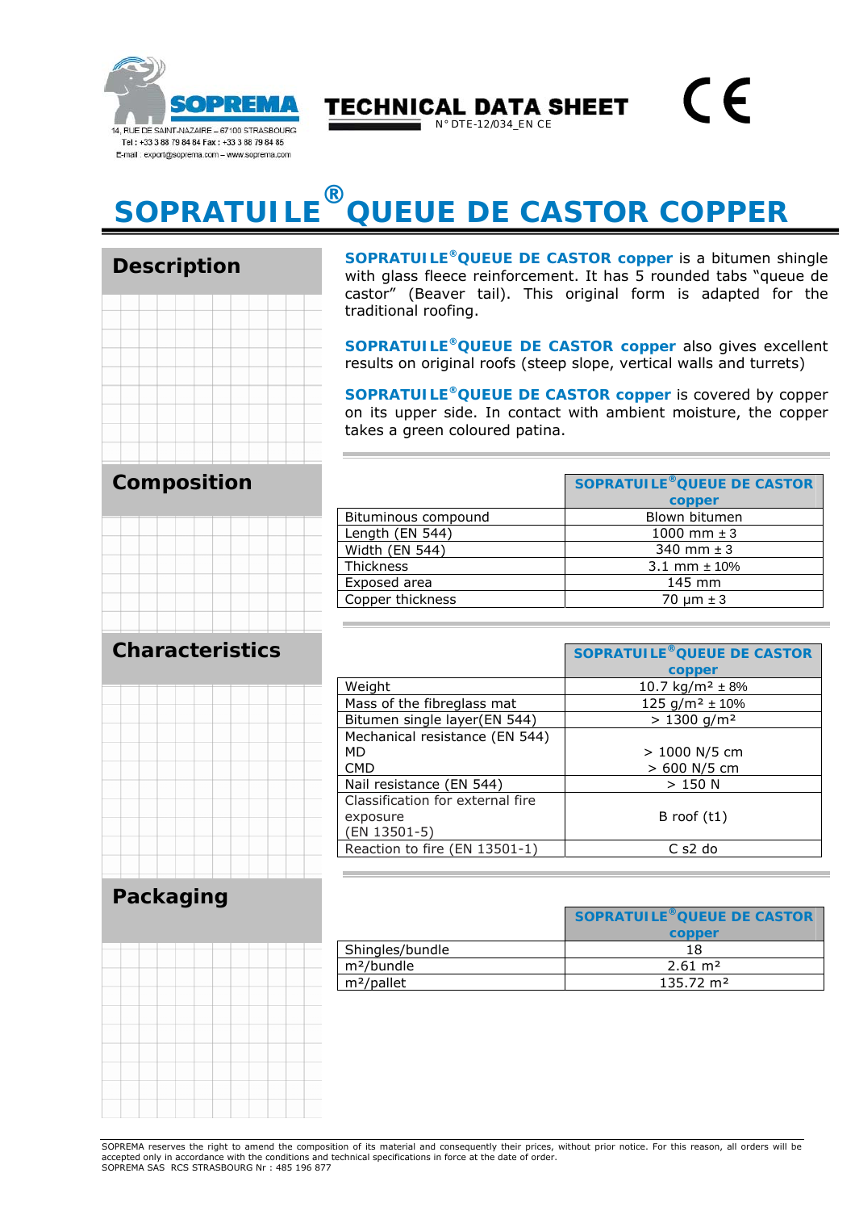SOPREMA

14, RUE DE SAINT-NAZAIRE – 67100 STRASBOURG
Tel : +33 3 88 79 84 84 Fax : +33 3 88 79 84 85
E-mail : export@soprema.com – www.soprema.com

**TECHNICAL DATA SHEET**
N° DTE-12/034_EN CE

CE

# SOPRATUILE® QUEUE DE CASTOR COPPER

## Description

**SOPRATUILE® QUEUE DE CASTOR copper** is a bitumen shingle with glass fleece reinforcement. It has 5 rounded tabs "queue de castor" (Beaver tail). This original form is adapted for the traditional roofing.

**SOPRATUILE® QUEUE DE CASTOR copper** also gives excellent results on original roofs (steep slope, vertical walls and turrets)

**SOPRATUILE® QUEUE DE CASTOR copper** is covered by copper on its upper side. In contact with ambient moisture, the copper takes a green coloured patina.

## Composition

| | SOPRATUILE® QUEUE DE CASTOR copper |
|---|---|
| Bituminous compound | Blown bitumen |
| Length (EN 544) | 1000 mm ± 3 |
| Width (EN 544) | 340 mm ± 3 |
| Thickness | 3.1 mm ± 10% |
| Exposed area | 145 mm |
| Copper thickness | 70 µm ± 3 |

## Characteristics

| | SOPRATUILE® QUEUE DE CASTOR copper |
|---|---|
| Weight | 10.7 kg/m² ± 8% |
| Mass of the fibreglass mat | 125 g/m² ± 10% |
| Bitumen single layer(EN 544) | > 1300 g/m² |
| Mechanical resistance (EN 544)<br>MD<br>CMD | <br>> 1000 N/5 cm<br>> 600 N/5 cm |
| Nail resistance (EN 544) | > 150 N |
| Classification for external fire exposure (EN 13501-5) | B roof (t1) |
| Reaction to fire (EN 13501-1) | C s2 do |

## Packaging

| | SOPRATUILE® QUEUE DE CASTOR copper |
|---|---|
| Shingles/bundle | 18 |
| m²/bundle | 2.61 m² |
| m²/pallet | 135.72 m² |

SOPREMA reserves the right to amend the composition of its material and consequently their prices, without prior notice. For this reason, all orders will be accepted only in accordance with the conditions and technical specifications in force at the date of order.
SOPREMA SAS RCS STRASBOURG Nr : 485 196 877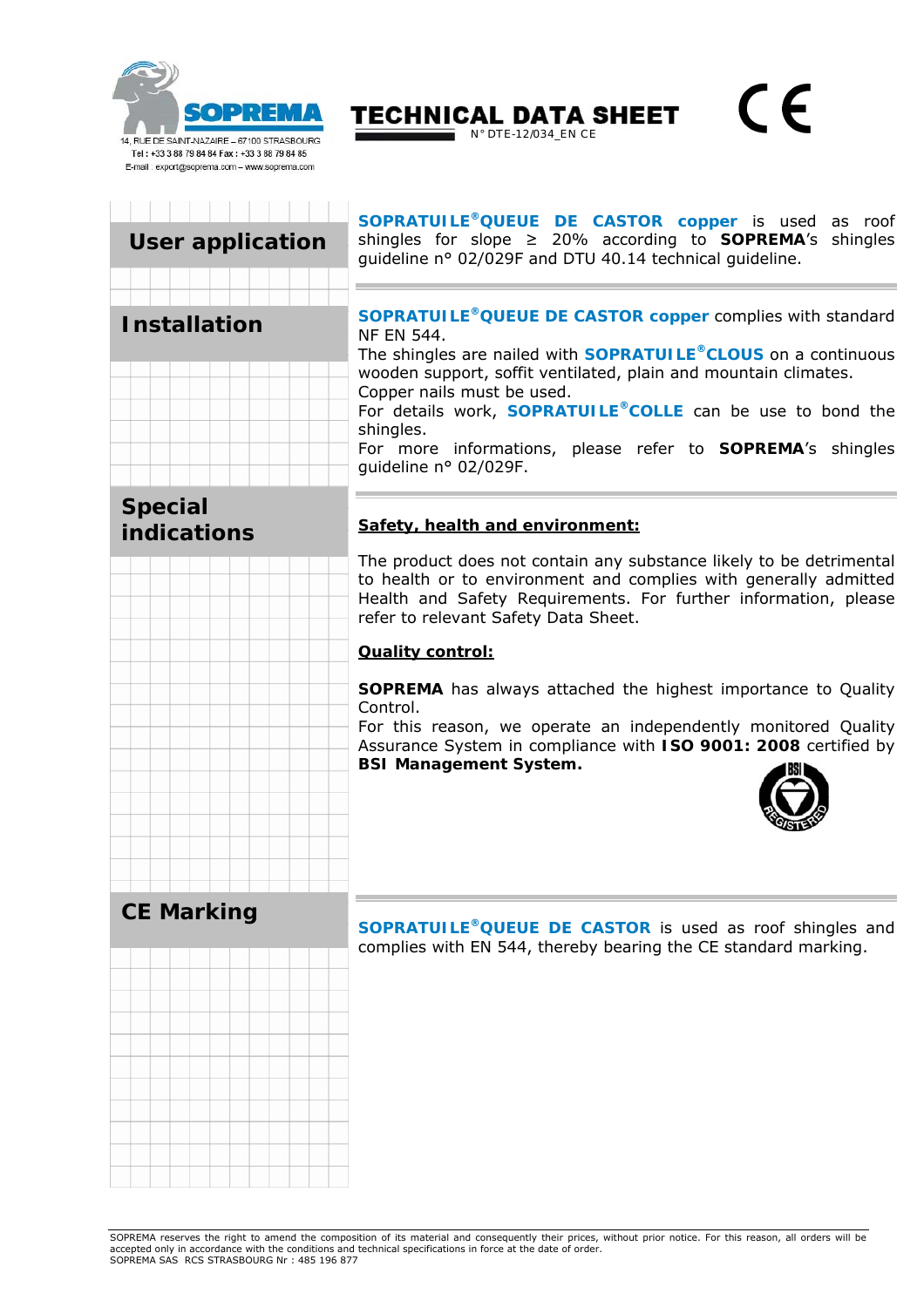SOPREMA

14, RUE DE SAINT-NAZAIRE – 67100 STRASBOURG
Tel : +33 3 88 79 84 84 Fax : +33 3 88 79 84 85
E-mail : export@soprema.com – www.soprema.com

# TECHNICAL DATA SHEET

N° DTE-12/034_EN CE

## User application

**SOPRATUILE®QUEUE DE CASTOR copper** is used as roof shingles for slope ≥ 20% according to **SOPREMA**'s shingles guideline n° 02/029F and DTU 40.14 technical guideline.

## Installation

**SOPRATUILE®QUEUE DE CASTOR copper** complies with standard NF EN 544.
The shingles are nailed with **SOPRATUILE®CLOUS** on a continuous wooden support, soffit ventilated, plain and mountain climates.
Copper nails must be used.
For details work, **SOPRATUILE®COLLE** can be use to bond the shingles.
For more informations, please refer to **SOPREMA**'s shingles guideline n° 02/029F.

## Special indications

**Safety, health and environment:**

The product does not contain any substance likely to be detrimental to health or to environment and complies with generally admitted Health and Safety Requirements. For further information, please refer to relevant Safety Data Sheet.

**Quality control:**

**SOPREMA** has always attached the highest importance to Quality Control.
For this reason, we operate an independently monitored Quality Assurance System in compliance with **ISO 9001: 2008** certified by **BSI Management System.**

## CE Marking

**SOPRATUILE®QUEUE DE CASTOR** is used as roof shingles and complies with EN 544, thereby bearing the CE standard marking.

SOPREMA reserves the right to amend the composition of its material and consequently their prices, without prior notice. For this reason, all orders will be accepted only in accordance with the conditions and technical specifications in force at the date of order.
SOPREMA SAS RCS STRASBOURG Nr : 485 196 877